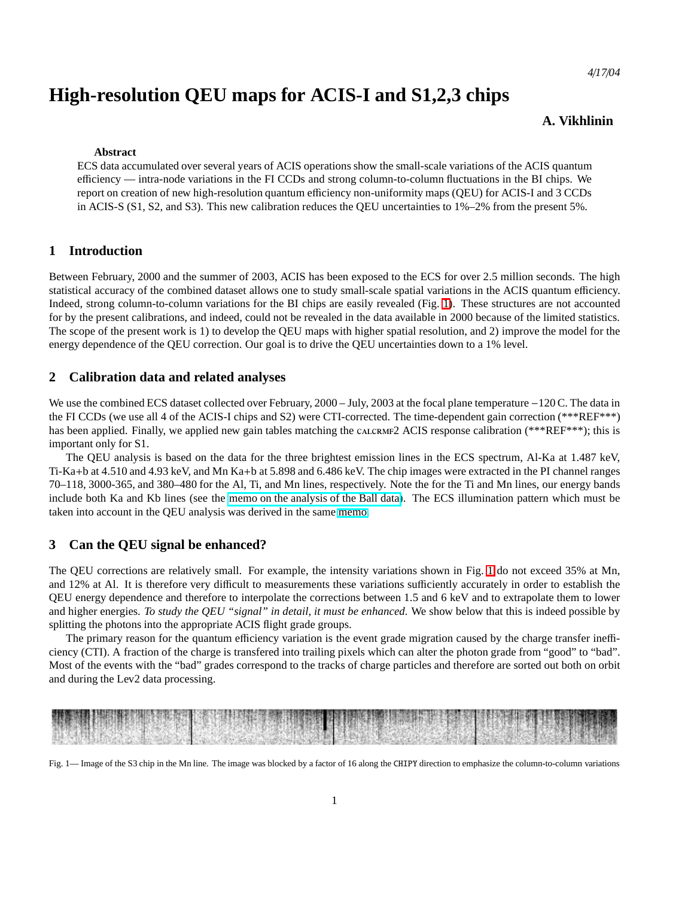4/17/04

# High-resolution QEU maps for ACIS-I and S1,2,3 chips

**A. Vikhlinin**

**Abstract**

ECS data accumulated over several years of ACIS operations show the small-scale variations of the ACIS quantum efficiency — intra-node variations in the FI CCDs and strong column-to-column fluctuations in the BI chips. We report on creation of new high-resolution quantum efficiency non-uniformity maps (QEU) for ACIS-I and 3 CCDs in ACIS-S (S1, S2, and S3). This new calibration reduces the QEU uncertainties to 1%–2% from the present 5%.

## 1 Introduction

Between February, 2000 and the summer of 2003, ACIS has been exposed to the ECS for over 2.5 million seconds. The high statistical accuracy of the combined dataset allows one to study small-scale spatial variations in the ACIS quantum efficiency. Indeed, strong column-to-column variations for the BI chips are easily revealed (Fig. 1). These structures are not accounted for by the present calibrations, and indeed, could not be revealed in the data available in 2000 because of the limited statistics. The scope of the present work is 1) to develop the QEU maps with higher spatial resolution, and 2) improve the model for the energy dependence of the QEU correction. Our goal is to drive the QEU uncertainties down to a 1% level.

## 2 Calibration data and related analyses

We use the combined ECS dataset collected over February, 2000 – July, 2003 at the focal plane temperature −120 C. The data in the FI CCDs (we use all 4 of the ACIS-I chips and S2) were CTI-corrected. The time-dependent gain correction (***REF***) has been applied. Finally, we applied new gain tables matching the CALCRMF2 ACIS response calibration (***REF***); this is important only for S1.

The QEU analysis is based on the data for the three brightest emission lines in the ECS spectrum, Al-Ka at 1.487 keV, Ti-Ka+b at 4.510 and 4.93 keV, and Mn Ka+b at 5.898 and 6.486 keV. The chip images were extracted in the PI channel ranges 70–118, 3000-365, and 380–480 for the Al, Ti, and Mn lines, respectively. Note the for the Ti and Mn lines, our energy bands include both Ka and Kb lines (see the memo on the analysis of the Ball data). The ECS illumination pattern which must be taken into account in the QEU analysis was derived in the same memo.

## 3 Can the QEU signal be enhanced?

The QEU corrections are relatively small. For example, the intensity variations shown in Fig. 1 do not exceed 35% at Mn, and 12% at Al. It is therefore very difficult to measurements these variations sufficiently accurately in order to establish the QEU energy dependence and therefore to interpolate the corrections between 1.5 and 6 keV and to extrapolate them to lower and higher energies. *To study the QEU "signal" in detail, it must be enhanced.* We show below that this is indeed possible by splitting the photons into the appropriate ACIS flight grade groups.

The primary reason for the quantum efficiency variation is the event grade migration caused by the charge transfer inefficiency (CTI). A fraction of the charge is transfered into trailing pixels which can alter the photon grade from "good" to "bad". Most of the events with the "bad" grades correspond to the tracks of charge particles and therefore are sorted out both on orbit and during the Lev2 data processing.

Fig. 1— Image of the S3 chip in the Mn line. The image was blocked by a factor of 16 along the CHIPY direction to emphasize the column-to-column variations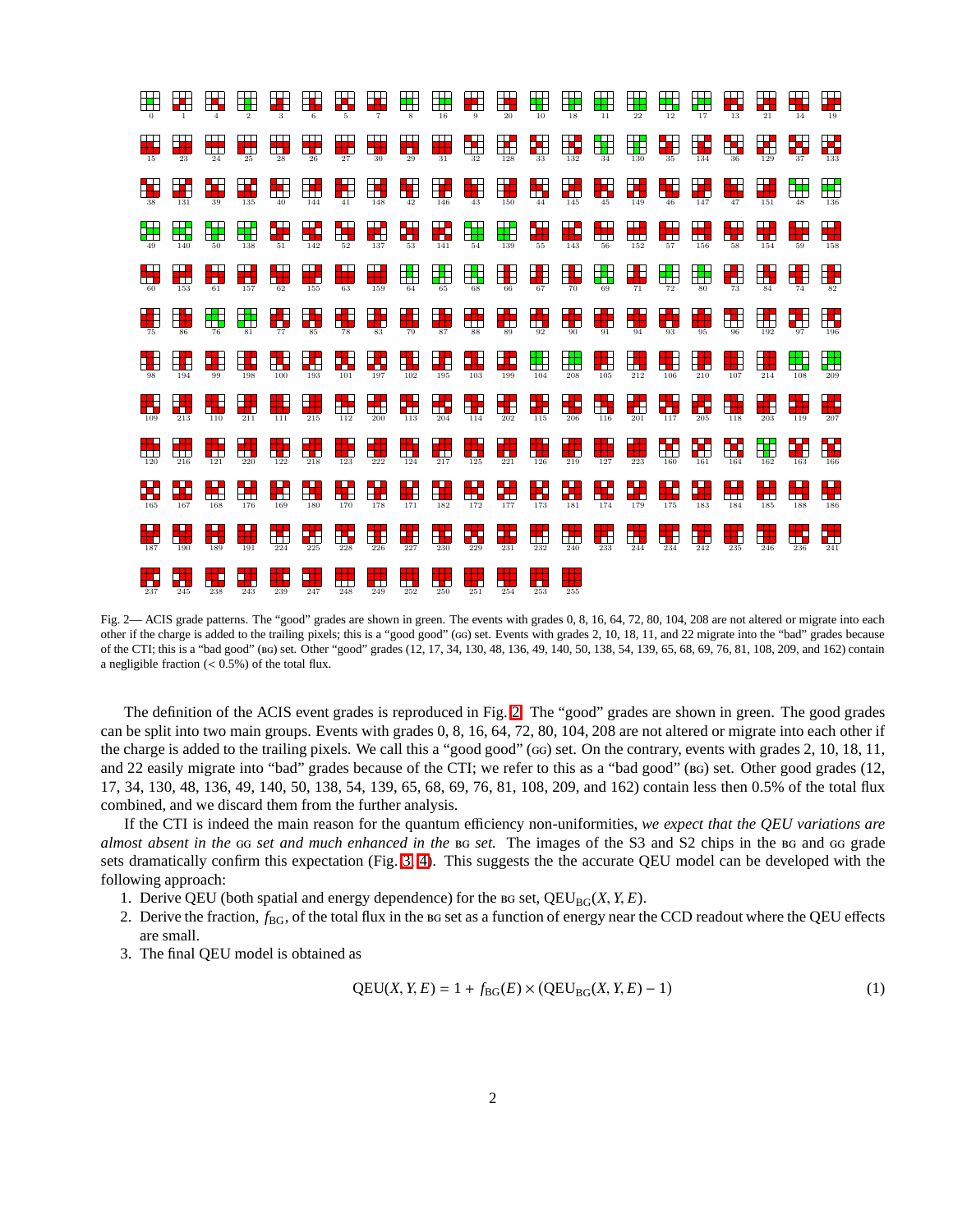Fig. 2— ACIS grade patterns. The "good" grades are shown in green. The events with grades 0, 8, 16, 64, 72, 80, 104, 208 are not altered or migrate into each other if the charge is added to the trailing pixels; this is a "good good" (GG) set. Events with grades 2, 10, 18, 11, and 22 migrate into the "bad" grades because of the CTI; this is a "bad good" (BG) set. Other "good" grades (12, 17, 34, 130, 48, 136, 49, 140, 50, 138, 54, 139, 65, 68, 69, 76, 81, 108, 209, and 162) contain a negligible fraction ($< 0.5\%$) of the total flux.

The definition of the ACIS event grades is reproduced in Fig. 2. The "good" grades are shown in green. The good grades can be split into two main groups. Events with grades 0, 8, 16, 64, 72, 80, 104, 208 are not altered or migrate into each other if the charge is added to the trailing pixels. We call this a "good good" (GG) set. On the contrary, events with grades 2, 10, 18, 11, and 22 easily migrate into "bad" grades because of the CTI; we refer to this as a "bad good" (BG) set. Other good grades (12, 17, 34, 130, 48, 136, 49, 140, 50, 138, 54, 139, 65, 68, 69, 76, 81, 108, 209, and 162) contain less then 0.5% of the total flux combined, and we discard them from the further analysis.

If the CTI is indeed the main reason for the quantum efficiency non-uniformities, *we expect that the QEU variations are almost absent in the* GG *set and much enhanced in the* BG *set.* The images of the S3 and S2 chips in the BG and GG grade sets dramatically confirm this expectation (Fig. 3, 4). This suggests the the accurate QEU model can be developed with the following approach:

1. Derive QEU (both spatial and energy dependence) for the BG set, $\mathrm{QEU}_{\mathrm{BG}}(X, Y, E)$.
2. Derive the fraction, $f_{\mathrm{BG}}$, of the total flux in the BG set as a function of energy near the CCD readout where the QEU effects are small.
3. The final QEU model is obtained as

$$\mathrm{QEU}(X, Y, E) = 1 + f_{\mathrm{BG}}(E) \times (\mathrm{QEU}_{\mathrm{BG}}(X, Y, E) - 1) \tag{1}$$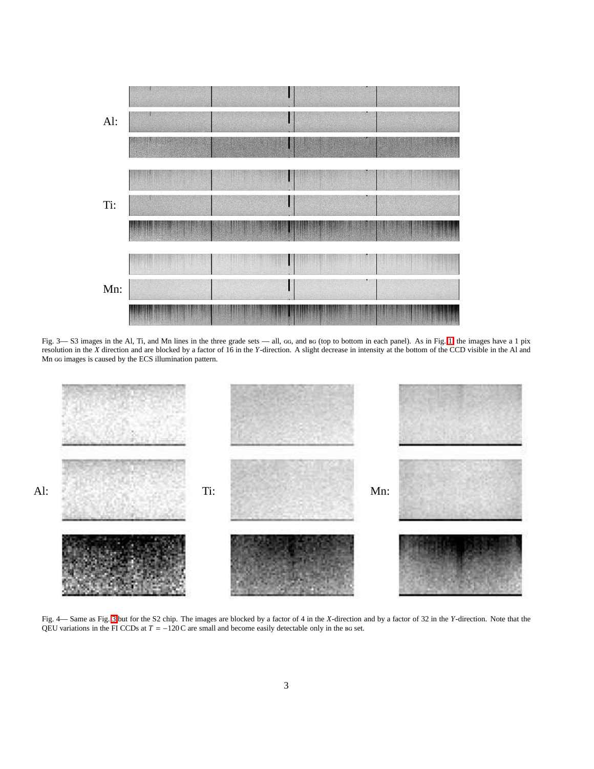Al:

Ti:

Mn:

Fig. 3— S3 images in the Al, Ti, and Mn lines in the three grade sets — all, GG, and BG (top to bottom in each panel). As in Fig. 1 the images have a 1 pix resolution in the *X* direction and are blocked by a factor of 16 in the *Y*-direction. A slight decrease in intensity at the bottom of the CCD visible in the Al and Mn GG images is caused by the ECS illumination pattern.

Al: Ti: Mn:

Fig. 4— Same as Fig. 3 but for the S2 chip. The images are blocked by a factor of 4 in the *X*-direction and by a factor of 32 in the *Y*-direction. Note that the QEU variations in the FI CCDs at $T = -120$ C are small and become easily detectable only in the BG set.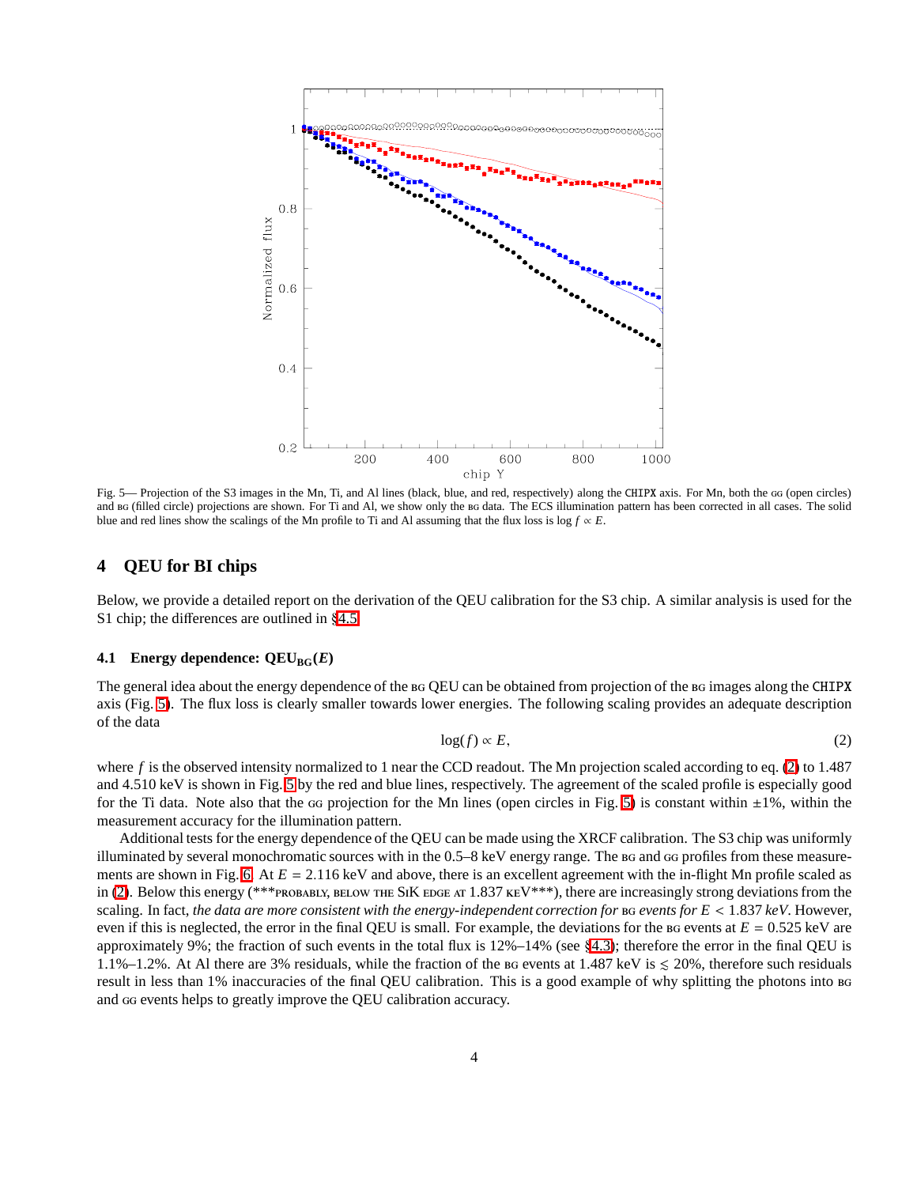Fig. 5— Projection of the S3 images in the Mn, Ti, and Al lines (black, blue, and red, respectively) along the CHIPX axis. For Mn, both the GG (open circles) and BG (filled circle) projections are shown. For Ti and Al, we show only the BG data. The ECS illumination pattern has been corrected in all cases. The solid blue and red lines show the scalings of the Mn profile to Ti and Al assuming that the flux loss is $\log f \propto E$.

## 4 QEU for BI chips

Below, we provide a detailed report on the derivation of the QEU calibration for the S3 chip. A similar analysis is used for the S1 chip; the differences are outlined in §4.5.

### 4.1 Energy dependence: $\mathrm{QEU_{BG}}(E)$

The general idea about the energy dependence of the BG QEU can be obtained from projection of the BG images along the CHIPX axis (Fig. 5). The flux loss is clearly smaller towards lower energies. The following scaling provides an adequate description of the data

$$\log(f) \propto E, \tag{2}$$

where $f$ is the observed intensity normalized to 1 near the CCD readout. The Mn projection scaled according to eq. (2) to 1.487 and 4.510 keV is shown in Fig. 5 by the red and blue lines, respectively. The agreement of the scaled profile is especially good for the Ti data. Note also that the GG projection for the Mn lines (open circles in Fig. 5) is constant within ±1%, within the measurement accuracy for the illumination pattern.

Additional tests for the energy dependence of the QEU can be made using the XRCF calibration. The S3 chip was uniformly illuminated by several monochromatic sources with in the 0.5–8 keV energy range. The BG and GG profiles from these measurements are shown in Fig. 6. At $E = 2.116$ keV and above, there is an excellent agreement with the in-flight Mn profile scaled as in (2). Below this energy (***PROBABLY, BELOW THE SiK EDGE AT 1.837 KEV***), there are increasingly strong deviations from the scaling. In fact, *the data are more consistent with the energy-independent correction for* BG *events for $E < 1.837$ keV*. However, even if this is neglected, the error in the final QEU is small. For example, the deviations for the BG events at $E = 0.525$ keV are approximately 9%; the fraction of such events in the total flux is 12%–14% (see §4.3); therefore the error in the final QEU is 1.1%–1.2%. At Al there are 3% residuals, while the fraction of the BG events at 1.487 keV is $\lesssim 20\%$, therefore such residuals result in less than 1% inaccuracies of the final QEU calibration. This is a good example of why splitting the photons into BG and GG events helps to greatly improve the QEU calibration accuracy.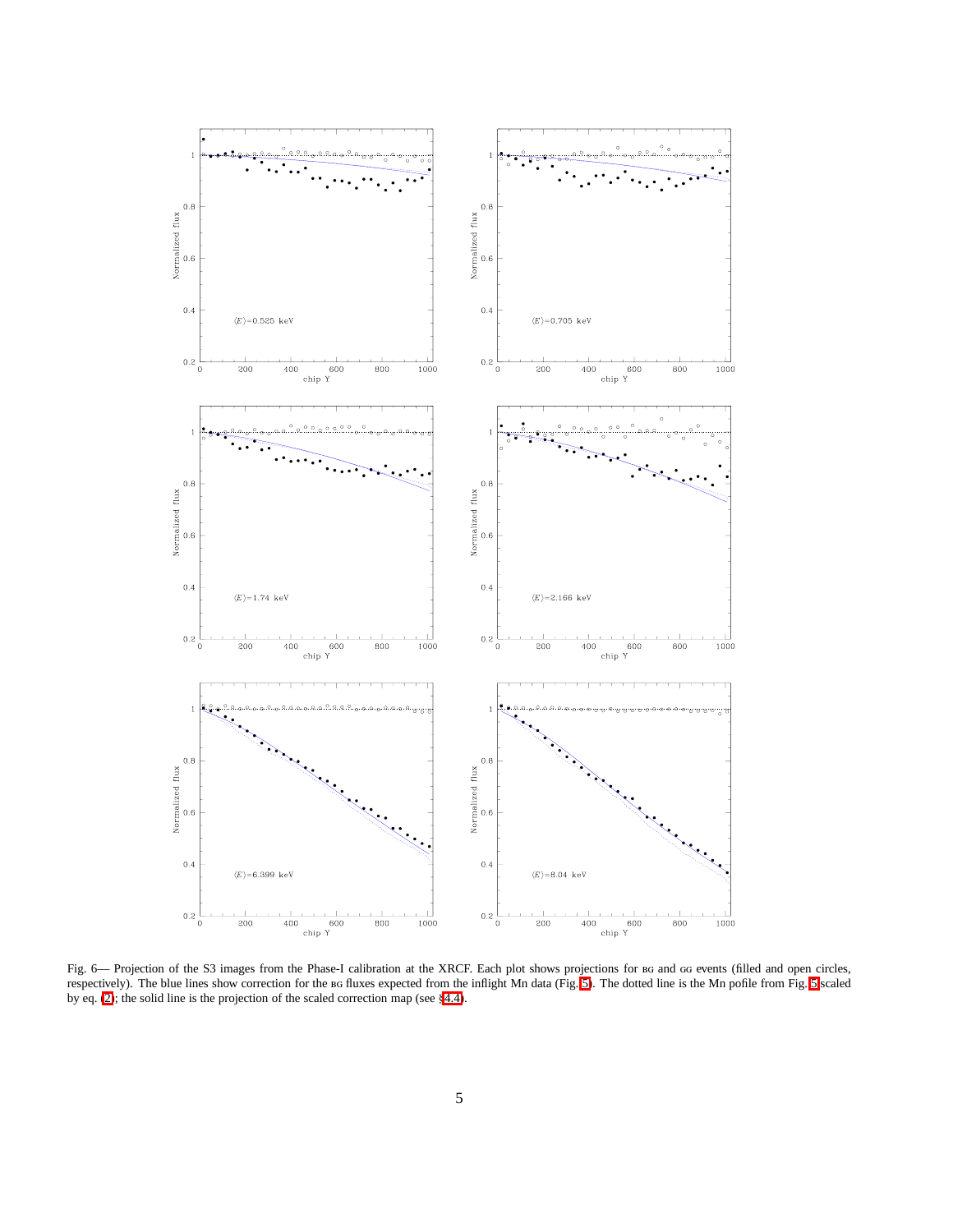Fig. 6— Projection of the S3 images from the Phase-I calibration at the XRCF. Each plot shows projections for BG and GG events (filled and open circles, respectively). The blue lines show correction for the BG fluxes expected from the inflight Mn data (Fig. 5). The dotted line is the Mn pofile from Fig. 5 scaled by eq. (2); the solid line is the projection of the scaled correction map (see §4.4).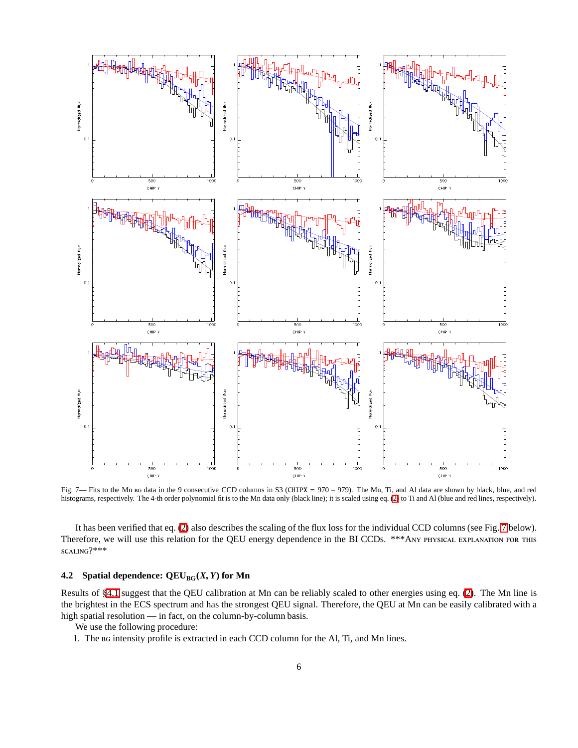Fig. 7— Fits to the Mn BG data in the 9 consecutive CCD columns in S3 (CHIPX = 970 – 979). The Mn, Ti, and Al data are shown by black, blue, and red histograms, respectively. The 4-th order polynomial fit is to the Mn data only (black line); it is scaled using eq. (2) to Ti and Al (blue and red lines, respectively).

It has been verified that eq. (2) also describes the scaling of the flux loss for the individual CCD columns (see Fig. 7 below). Therefore, we will use this relation for the QEU energy dependence in the BI CCDs. ***ANY PHYSICAL EXPLANATION FOR THIS SCALING?***

### 4.2 Spatial dependence: $QEU_{BG}(X,Y)$ for Mn

Results of §4.1 suggest that the QEU calibration at Mn can be reliably scaled to other energies using eq. (2). The Mn line is the brightest in the ECS spectrum and has the strongest QEU signal. Therefore, the QEU at Mn can be easily calibrated with a high spatial resolution — in fact, on the column-by-column basis.

We use the following procedure:

1. The BG intensity profile is extracted in each CCD column for the Al, Ti, and Mn lines.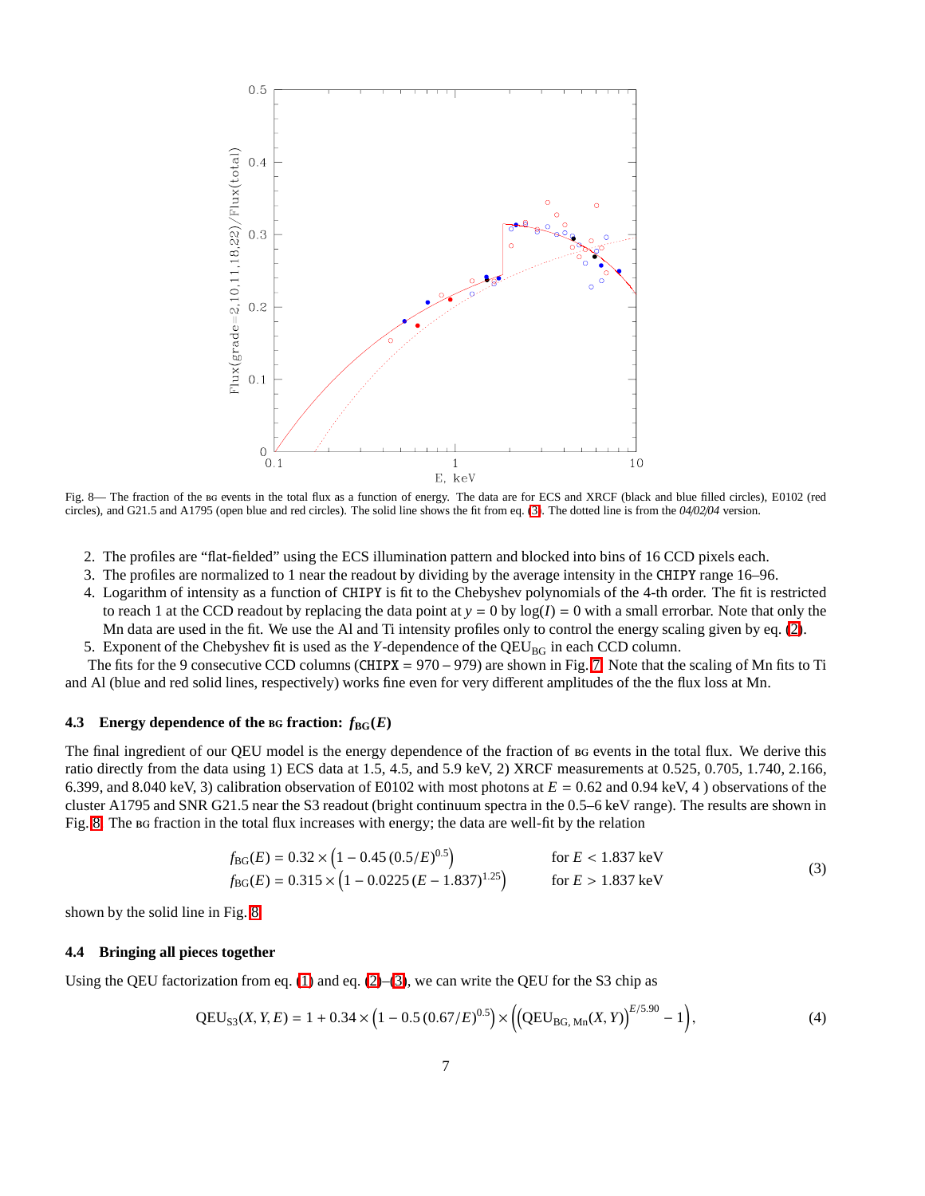Fig. 8— The fraction of the BG events in the total flux as a function of energy. The data are for ECS and XRCF (black and blue filled circles), E0102 (red circles), and G21.5 and A1795 (open blue and red circles). The solid line shows the fit from eq. (3). The dotted line is from the *04/02/04* version.

2. The profiles are "flat-fielded" using the ECS illumination pattern and blocked into bins of 16 CCD pixels each.
3. The profiles are normalized to 1 near the readout by dividing by the average intensity in the `CHIPY` range 16–96.
4. Logarithm of intensity as a function of `CHIPY` is fit to the Chebyshev polynomials of the 4-th order. The fit is restricted to reach 1 at the CCD readout by replacing the data point at $y = 0$ by $\log(I) = 0$ with a small errorbar. Note that only the Mn data are used in the fit. We use the Al and Ti intensity profiles only to control the energy scaling given by eq. (2).
5. Exponent of the Chebyshev fit is used as the $Y$-dependence of the $\mathrm{QEU_{BG}}$ in each CCD column.

The fits for the 9 consecutive CCD columns (`CHIPX` = 970 – 979) are shown in Fig. 7. Note that the scaling of Mn fits to Ti and Al (blue and red solid lines, respectively) works fine even for very different amplitudes of the the flux loss at Mn.

### 4.3 Energy dependence of the BG fraction: $f_{\mathrm{BG}}(E)$

The final ingredient of our QEU model is the energy dependence of the fraction of BG events in the total flux. We derive this ratio directly from the data using 1) ECS data at 1.5, 4.5, and 5.9 keV, 2) XRCF measurements at 0.525, 0.705, 1.740, 2.166, 6.399, and 8.040 keV, 3) calibration observation of E0102 with most photons at $E = 0.62$ and 0.94 keV, 4 ) observations of the cluster A1795 and SNR G21.5 near the S3 readout (bright continuum spectra in the 0.5–6 keV range). The results are shown in Fig. 8. The BG fraction in the total flux increases with energy; the data are well-fit by the relation

$$
\begin{aligned}
f_{\mathrm{BG}}(E) &= 0.32 \times \left(1 - 0.45\,(0.5/E)^{0.5}\right) \qquad &\text{for } E < 1.837\text{ keV} \\
f_{\mathrm{BG}}(E) &= 0.315 \times \left(1 - 0.0225\,(E - 1.837)^{1.25}\right) \qquad &\text{for } E > 1.837\text{ keV}
\end{aligned}
\tag{3}
$$

shown by the solid line in Fig. 8.

### 4.4 Bringing all pieces together

Using the QEU factorization from eq. (1) and eq. (2)–(3), we can write the QEU for the S3 chip as

$$
\mathrm{QEU_{S3}}(X, Y, E) = 1 + 0.34 \times \left(1 - 0.5\,(0.67/E)^{0.5}\right) \times \left(\left(\mathrm{QEU_{BG,\,Mn}}(X, Y)\right)^{E/5.90} - 1\right), \tag{4}
$$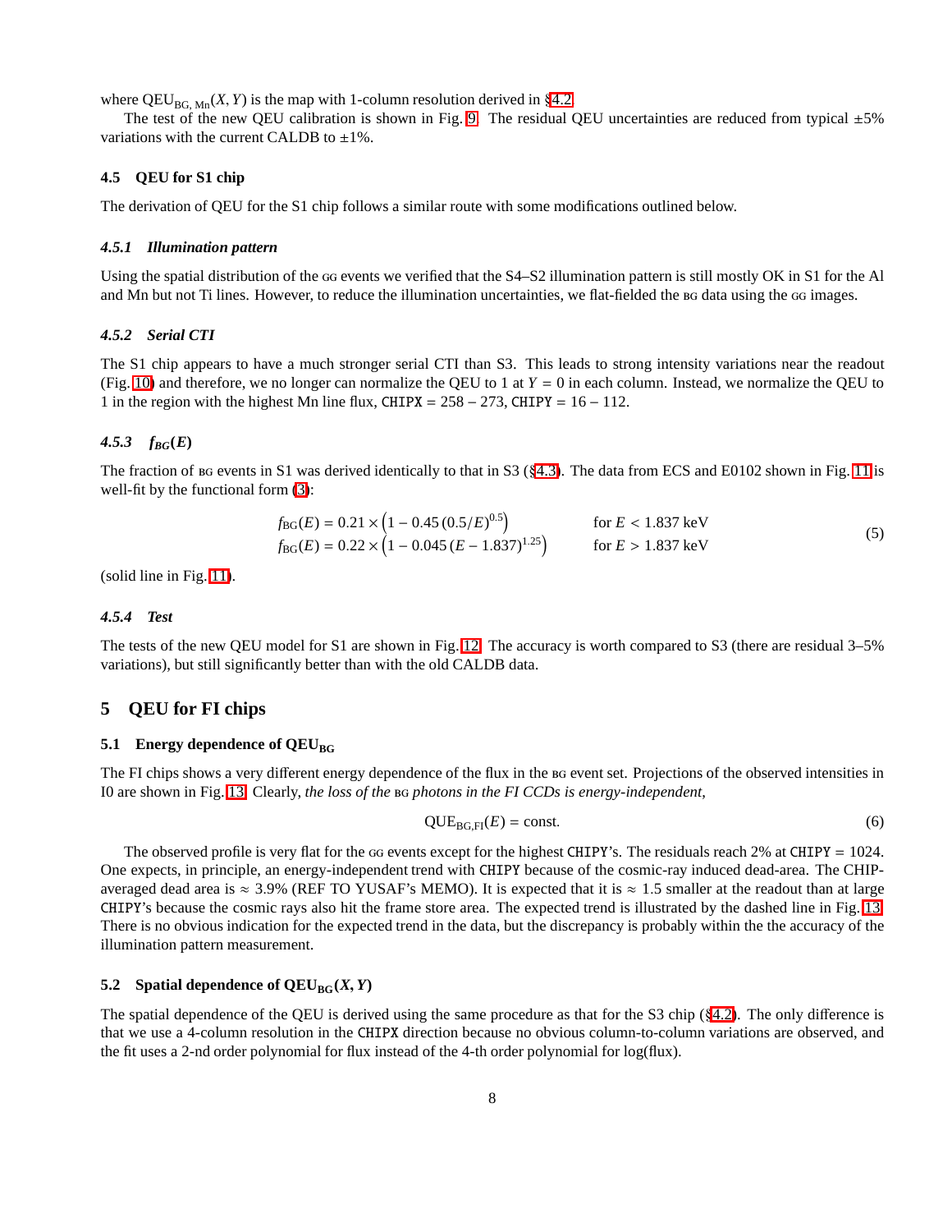where $\text{QEU}_{\text{BG, Mn}}(X, Y)$ is the map with 1-column resolution derived in §4.2.

The test of the new QEU calibration is shown in Fig. 9. The residual QEU uncertainties are reduced from typical ±5% variations with the current CALDB to ±1%.

### 4.5 QEU for S1 chip

The derivation of QEU for the S1 chip follows a similar route with some modifications outlined below.

#### 4.5.1 *Illumination pattern*

Using the spatial distribution of the GG events we verified that the S4–S2 illumination pattern is still mostly OK in S1 for the Al and Mn but not Ti lines. However, to reduce the illumination uncertainties, we flat-fielded the BG data using the GG images.

#### 4.5.2 *Serial CTI*

The S1 chip appears to have a much stronger serial CTI than S3. This leads to strong intensity variations near the readout (Fig. 10) and therefore, we no longer can normalize the QEU to 1 at $Y = 0$ in each column. Instead, we normalize the QEU to 1 in the region with the highest Mn line flux, `CHIPX` = 258 − 273, `CHIPY` = 16 − 112.

#### 4.5.3 *$f_{BG}(E)$*

The fraction of BG events in S1 was derived identically to that in S3 (§4.3). The data from ECS and E0102 shown in Fig. 11 is well-fit by the functional form (3):

$$
\begin{aligned}
f_{\text{BG}}(E) &= 0.21 \times \left(1 - 0.45\,(0.5/E)^{0.5}\right) \qquad && \text{for } E < 1.837 \text{ keV} \\
f_{\text{BG}}(E) &= 0.22 \times \left(1 - 0.045\,(E - 1.837)^{1.25}\right) \qquad && \text{for } E > 1.837 \text{ keV}
\end{aligned}
\tag{5}
$$

(solid line in Fig. 11).

#### 4.5.4 *Test*

The tests of the new QEU model for S1 are shown in Fig. 12. The accuracy is worth compared to S3 (there are residual 3–5% variations), but still significantly better than with the old CALDB data.

## 5 QEU for FI chips

### 5.1 Energy dependence of $\text{QEU}_{\text{BG}}$

The FI chips shows a very different energy dependence of the flux in the BG event set. Projections of the observed intensities in I0 are shown in Fig. 13. Clearly, *the loss of the BG photons in the FI CCDs is energy-independent*,

$$
\text{QUE}_{\text{BG,FI}}(E) = \text{const.} \tag{6}
$$

The observed profile is very flat for the GG events except for the highest `CHIPY`'s. The residuals reach 2% at `CHIPY` = 1024. One expects, in principle, an energy-independent trend with `CHIPY` because of the cosmic-ray induced dead-area. The CHIP-averaged dead area is ≈ 3.9% (REF TO YUSAF's MEMO). It is expected that it is ≈ 1.5 smaller at the readout than at large `CHIPY`'s because the cosmic rays also hit the frame store area. The expected trend is illustrated by the dashed line in Fig. 13. There is no obvious indication for the expected trend in the data, but the discrepancy is probably within the the accuracy of the illumination pattern measurement.

### 5.2 Spatial dependence of $\text{QEU}_{\text{BG}}(X, Y)$

The spatial dependence of the QEU is derived using the same procedure as that for the S3 chip (§4.2). The only difference is that we use a 4-column resolution in the `CHIPX` direction because no obvious column-to-column variations are observed, and the fit uses a 2-nd order polynomial for flux instead of the 4-th order polynomial for log(flux).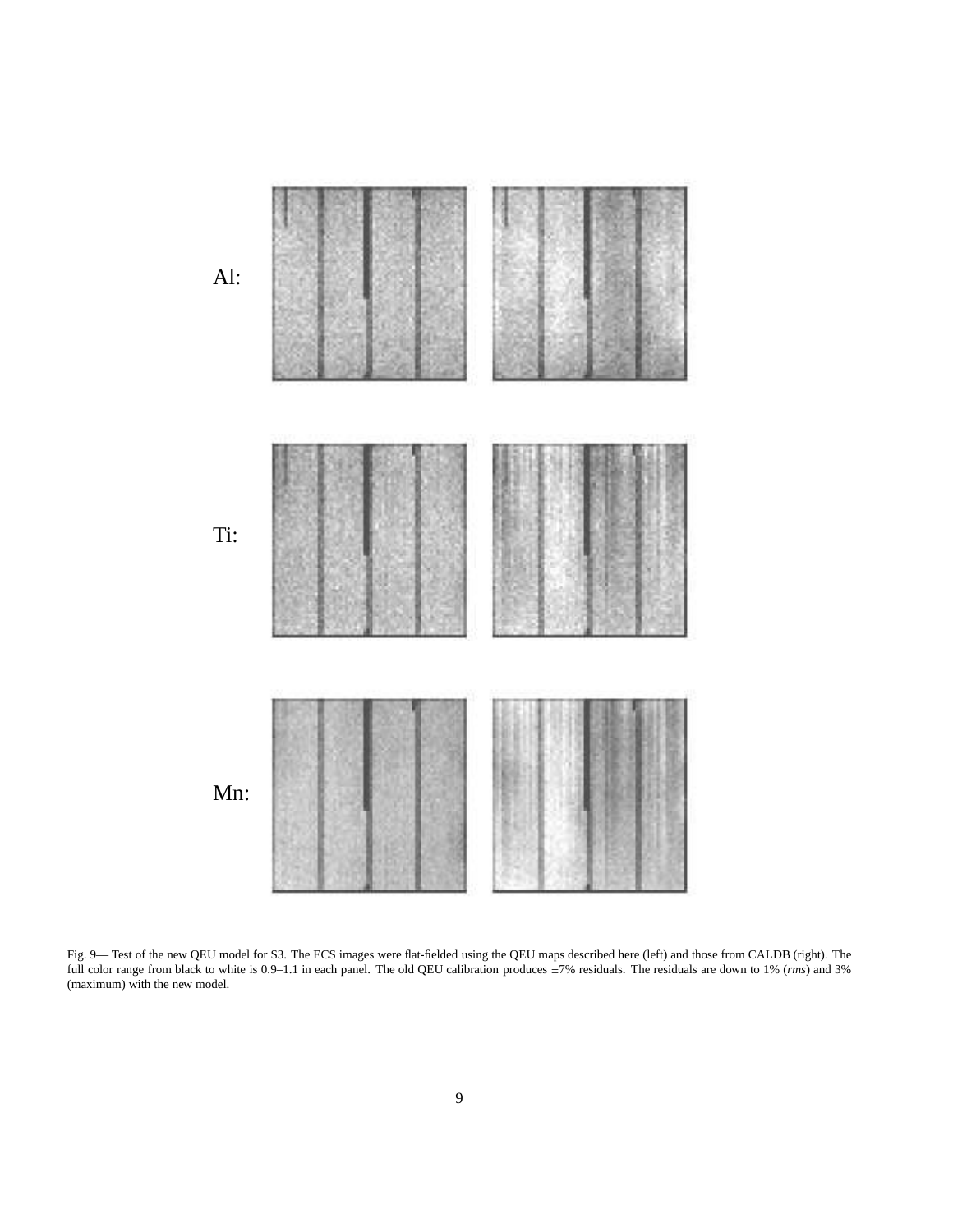Al:

Ti:

Mn:

Fig. 9— Test of the new QEU model for S3. The ECS images were flat-fielded using the QEU maps described here (left) and those from CALDB (right). The full color range from black to white is 0.9–1.1 in each panel. The old QEU calibration produces ±7% residuals. The residuals are down to 1% (*rms*) and 3% (maximum) with the new model.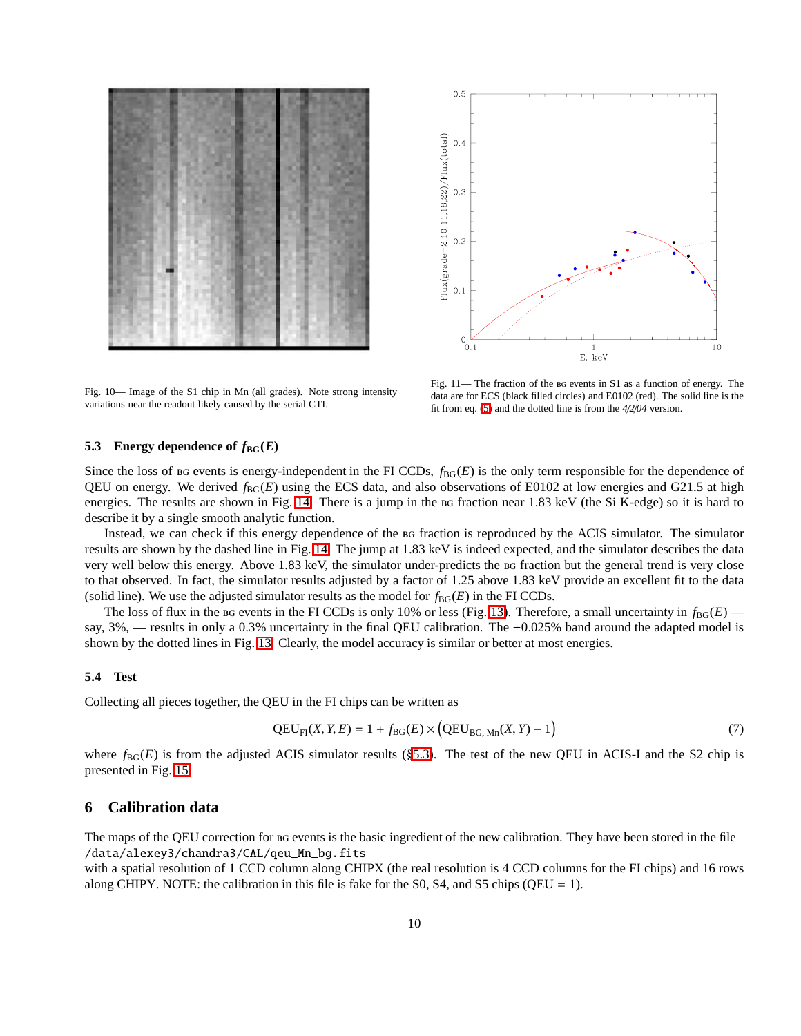Fig. 10— Image of the S1 chip in Mn (all grades). Note strong intensity variations near the readout likely caused by the serial CTI.

Fig. 11— The fraction of the BG events in S1 as a function of energy. The data are for ECS (black filled circles) and E0102 (red). The solid line is the fit from eq. (5) and the dotted line is from the 4/2/04 version.

### 5.3 Energy dependence of $f_{\rm BG}(E)$

Since the loss of BG events is energy-independent in the FI CCDs, $f_{\rm BG}(E)$ is the only term responsible for the dependence of QEU on energy. We derived $f_{\rm BG}(E)$ using the ECS data, and also observations of E0102 at low energies and G21.5 at high energies. The results are shown in Fig. 14. There is a jump in the BG fraction near 1.83 keV (the Si K-edge) so it is hard to describe it by a single smooth analytic function.

Instead, we can check if this energy dependence of the BG fraction is reproduced by the ACIS simulator. The simulator results are shown by the dashed line in Fig. 14. The jump at 1.83 keV is indeed expected, and the simulator describes the data very well below this energy. Above 1.83 keV, the simulator under-predicts the BG fraction but the general trend is very close to that observed. In fact, the simulator results adjusted by a factor of 1.25 above 1.83 keV provide an excellent fit to the data (solid line). We use the adjusted simulator results as the model for $f_{\rm BG}(E)$ in the FI CCDs.

The loss of flux in the BG events in the FI CCDs is only 10% or less (Fig. 13). Therefore, a small uncertainty in $f_{\rm BG}(E)$ — say, 3%, — results in only a 0.3% uncertainty in the final QEU calibration. The ±0.025% band around the adapted model is shown by the dotted lines in Fig. 13. Clearly, the model accuracy is similar or better at most energies.

### 5.4 Test

Collecting all pieces together, the QEU in the FI chips can be written as

$$\mathrm{QEU}_{\rm FI}(X,Y,E) = 1 + f_{\rm BG}(E) \times \left(\mathrm{QEU}_{\rm BG,\,Mn}(X,Y) - 1\right) \tag{7}$$

where $f_{\rm BG}(E)$ is from the adjusted ACIS simulator results (§5.3). The test of the new QEU in ACIS-I and the S2 chip is presented in Fig. 15.

## 6 Calibration data

The maps of the QEU correction for BG events is the basic ingredient of the new calibration. They have been stored in the file `/data/alexey3/chandra3/CAL/qeu_Mn_bg.fits`
with a spatial resolution of 1 CCD column along CHIPX (the real resolution is 4 CCD columns for the FI chips) and 16 rows along CHIPY. NOTE: the calibration in this file is fake for the S0, S4, and S5 chips (QEU = 1).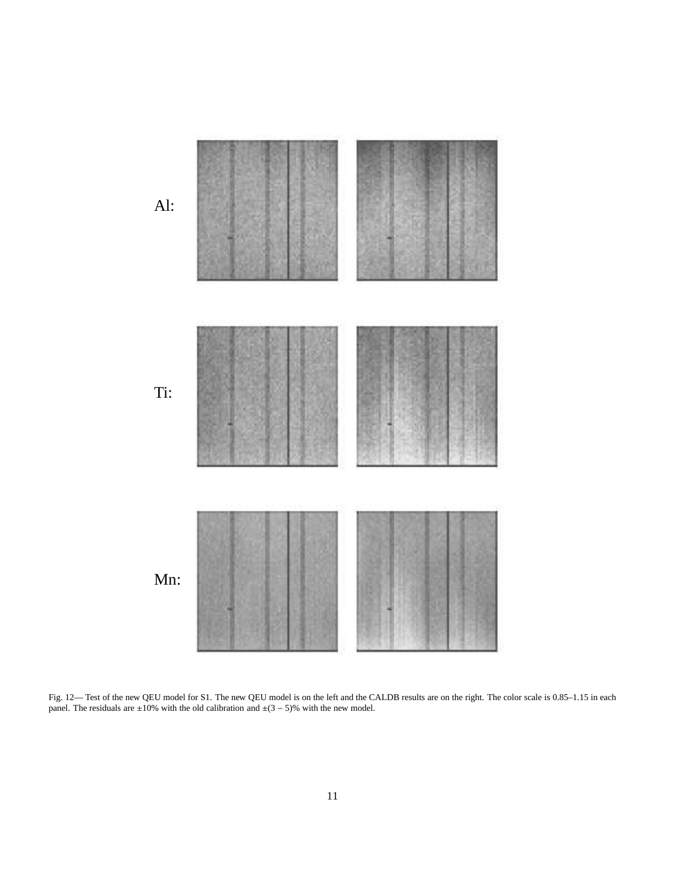Al:

Ti:

Mn:

Fig. 12— Test of the new QEU model for S1. The new QEU model is on the left and the CALDB results are on the right. The color scale is 0.85–1.15 in each panel. The residuals are $\pm 10\%$ with the old calibration and $\pm(3-5)\%$ with the new model.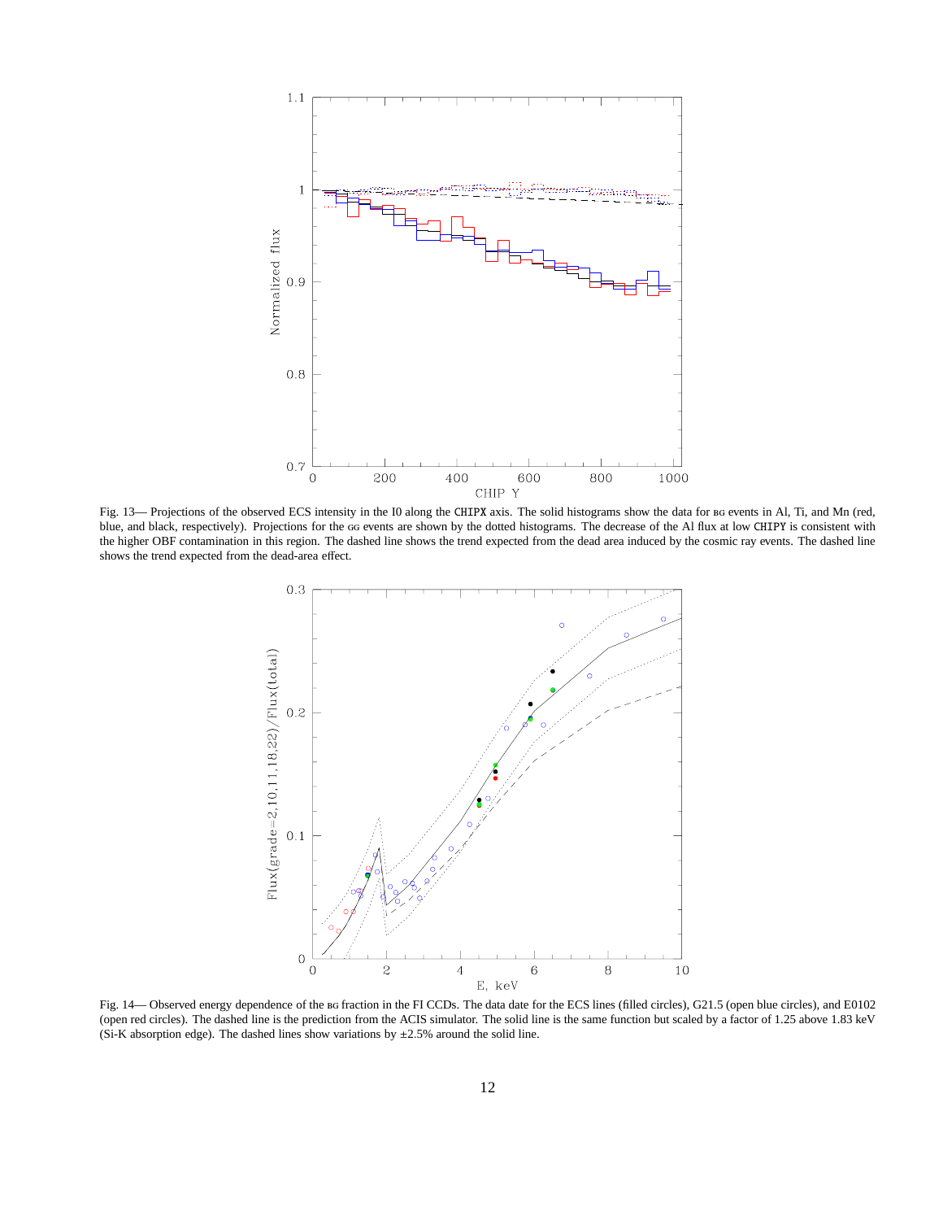Fig. 13— Projections of the observed ECS intensity in the I0 along the CHIPX axis. The solid histograms show the data for BG events in Al, Ti, and Mn (red, blue, and black, respectively). Projections for the GG events are shown by the dotted histograms. The decrease of the Al flux at low CHIPY is consistent with the higher OBF contamination in this region. The dashed line shows the trend expected from the dead area induced by the cosmic ray events. The dashed line shows the trend expected from the dead-area effect.

Fig. 14— Observed energy dependence of the BG fraction in the FI CCDs. The data date for the ECS lines (filled circles), G21.5 (open blue circles), and E0102 (open red circles). The dashed line is the prediction from the ACIS simulator. The solid line is the same function but scaled by a factor of 1.25 above 1.83 keV (Si-K absorption edge). The dashed lines show variations by ±2.5% around the solid line.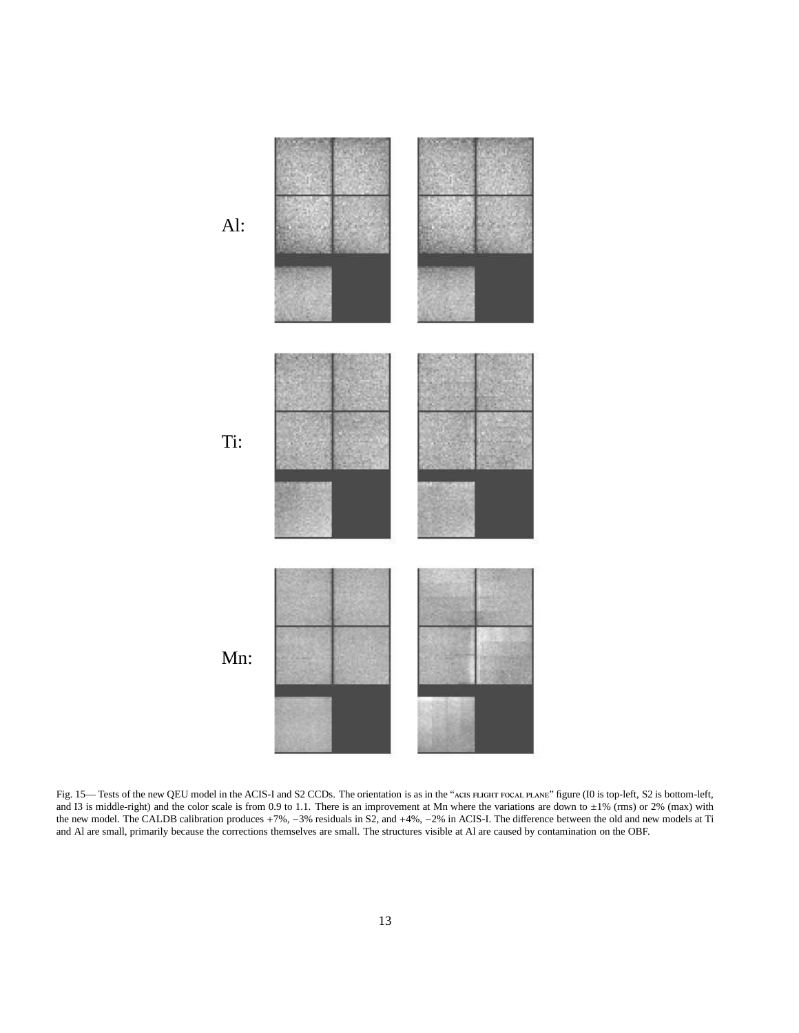Al:

Ti:

Mn:

Fig. 15— Tests of the new QEU model in the ACIS-I and S2 CCDs. The orientation is as in the "ACIS FLIGHT FOCAL PLANE" figure (I0 is top-left, S2 is bottom-left, and I3 is middle-right) and the color scale is from 0.9 to 1.1. There is an improvement at Mn where the variations are down to $\pm 1\%$ (rms) or 2% (max) with the new model. The CALDB calibration produces +7%, −3% residuals in S2, and +4%, −2% in ACIS-I. The difference between the old and new models at Ti and Al are small, primarily because the corrections themselves are small. The structures visible at Al are caused by contamination on the OBF.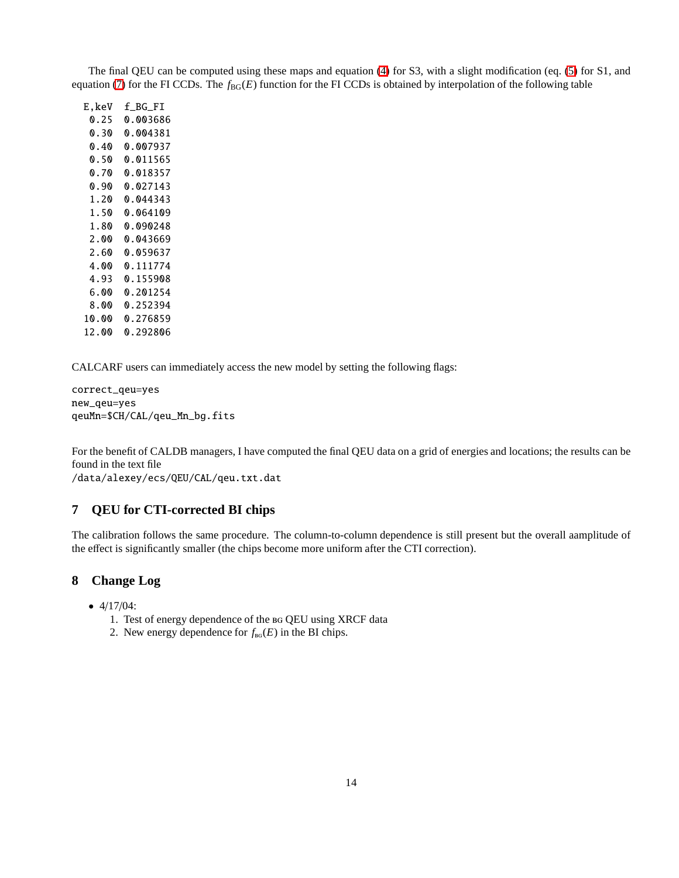The final QEU can be computed using these maps and equation (4) for S3, with a slight modification (eq. (5) for S1, and equation (7) for the FI CCDs. The $f_{BG}(E)$ function for the FI CCDs is obtained by interpolation of the following table

```
 E,keV  f_BG_FI
  0.25  0.003686
  0.30  0.004381
  0.40  0.007937
  0.50  0.011565
  0.70  0.018357
  0.90  0.027143
  1.20  0.044343
  1.50  0.064109
  1.80  0.090248
  2.00  0.043669
  2.60  0.059637
  4.00  0.111774
  4.93  0.155908
  6.00  0.201254
  8.00  0.252394
 10.00  0.276859
 12.00  0.292806
```

CALCARF users can immediately access the new model by setting the following flags:

```
correct_qeu=yes
new_qeu=yes
qeuMn=$CH/CAL/qeu_Mn_bg.fits
```

For the benefit of CALDB managers, I have computed the final QEU data on a grid of energies and locations; the results can be found in the text file
`/data/alexey/ecs/QEU/CAL/qeu.txt.dat`

## 7 QEU for CTI-corrected BI chips

The calibration follows the same procedure. The column-to-column dependence is still present but the overall aamplitude of the effect is significantly smaller (the chips become more uniform after the CTI correction).

## 8 Change Log

- 4/17/04:
  1. Test of energy dependence of the BG QEU using XRCF data
  2. New energy dependence for $f_{BG}(E)$ in the BI chips.